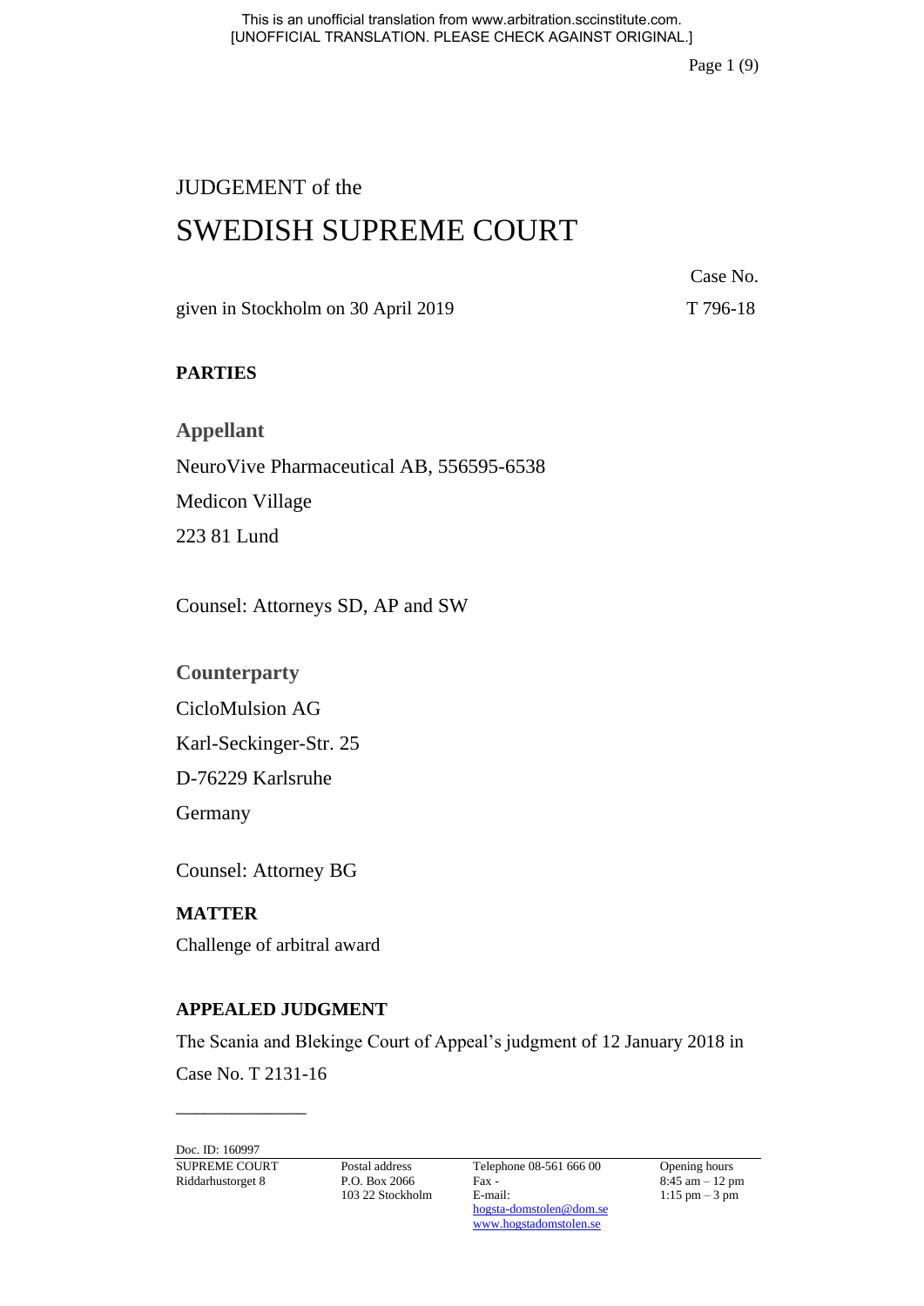This is an unofficial translation from www.arbitration.sccinstitute.com.
[UNOFFICIAL TRANSLATION. PLEASE CHECK AGAINST ORIGINAL.]

JUDGEMENT of the

# SWEDISH SUPREME COURT

given in Stockholm on 30 April 2019

Case No.
T 796-18

**PARTIES**

### Appellant

NeuroVive Pharmaceutical AB, 556595-6538
Medicon Village
223 81 Lund

Counsel: Attorneys SD, AP and SW

### Counterparty

CicloMulsion AG
Karl-Seckinger-Str. 25
D-76229 Karlsruhe
Germany

Counsel: Attorney BG

**MATTER**

Challenge of arbitral award

**APPEALED JUDGMENT**

The Scania and Blekinge Court of Appeal's judgment of 12 January 2018 in Case No. T 2131-16

______________

Doc. ID: 160997

| SUPREME COURT | Postal address | Telephone 08-561 666 00 | Opening hours |
|---|---|---|---|
| Riddarhustorget 8 | P.O. Box 2066 | Fax - | 8:45 am – 12 pm |
| | 103 22 Stockholm | E-mail: | 1:15 pm – 3 pm |
| | | hogsta-domstolen@dom.se | |
| | | www.hogstadomstolen.se | |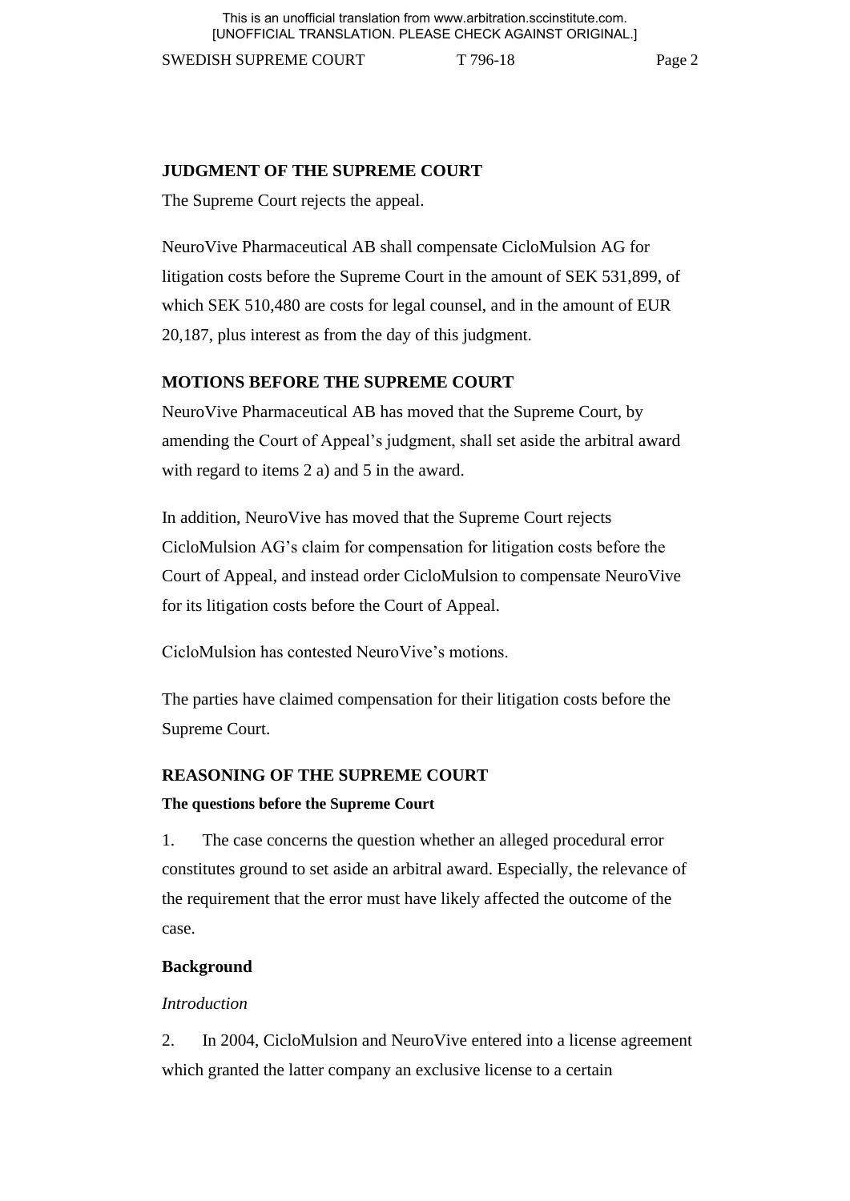## JUDGMENT OF THE SUPREME COURT

The Supreme Court rejects the appeal.

NeuroVive Pharmaceutical AB shall compensate CicloMulsion AG for litigation costs before the Supreme Court in the amount of SEK 531,899, of which SEK 510,480 are costs for legal counsel, and in the amount of EUR 20,187, plus interest as from the day of this judgment.

## MOTIONS BEFORE THE SUPREME COURT

NeuroVive Pharmaceutical AB has moved that the Supreme Court, by amending the Court of Appeal's judgment, shall set aside the arbitral award with regard to items 2 a) and 5 in the award.

In addition, NeuroVive has moved that the Supreme Court rejects CicloMulsion AG's claim for compensation for litigation costs before the Court of Appeal, and instead order CicloMulsion to compensate NeuroVive for its litigation costs before the Court of Appeal.

CicloMulsion has contested NeuroVive's motions.

The parties have claimed compensation for their litigation costs before the Supreme Court.

## REASONING OF THE SUPREME COURT

### The questions before the Supreme Court

1. The case concerns the question whether an alleged procedural error constitutes ground to set aside an arbitral award. Especially, the relevance of the requirement that the error must have likely affected the outcome of the case.

### Background

*Introduction*

2. In 2004, CicloMulsion and NeuroVive entered into a license agreement which granted the latter company an exclusive license to a certain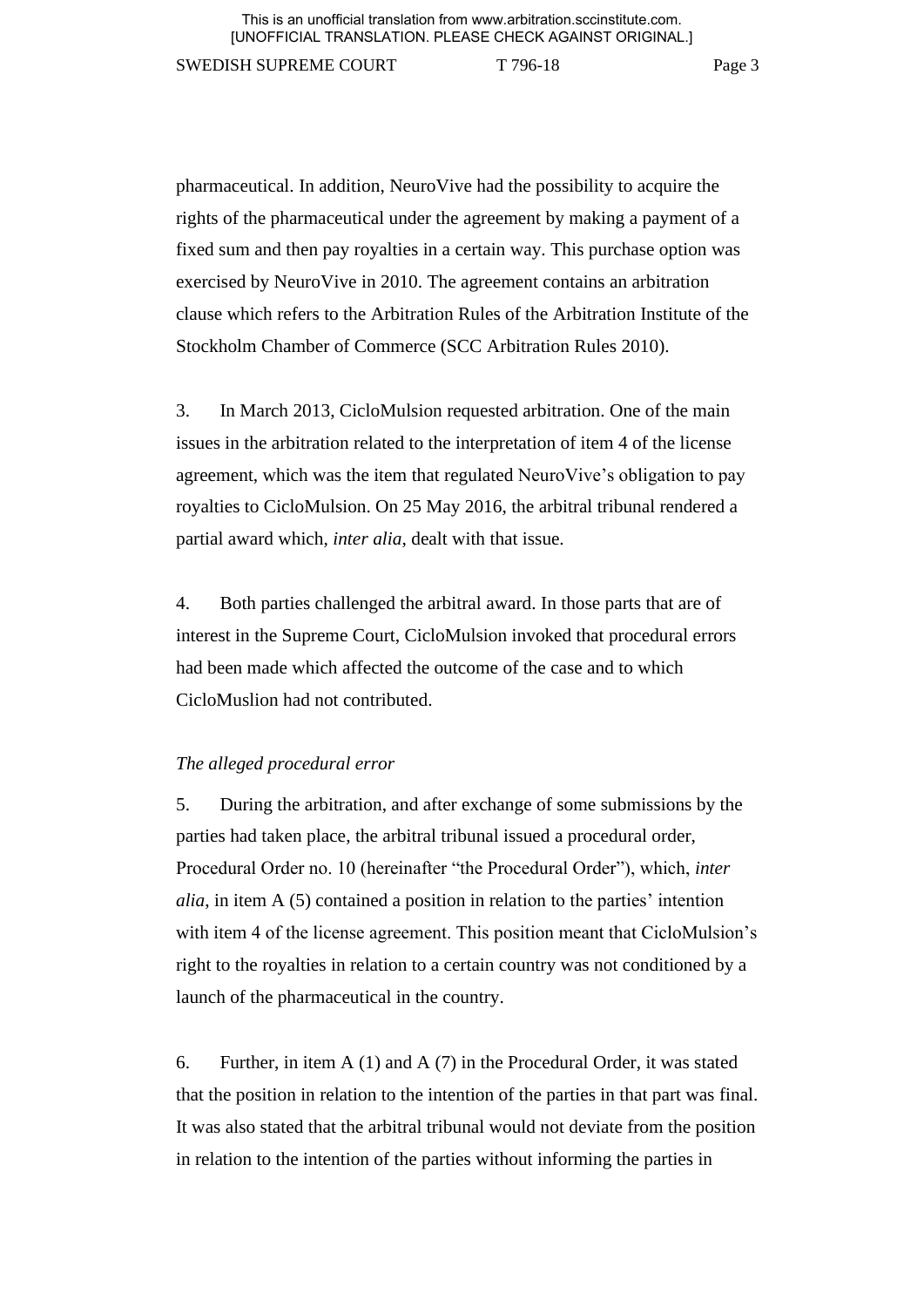pharmaceutical. In addition, NeuroVive had the possibility to acquire the rights of the pharmaceutical under the agreement by making a payment of a fixed sum and then pay royalties in a certain way. This purchase option was exercised by NeuroVive in 2010. The agreement contains an arbitration clause which refers to the Arbitration Rules of the Arbitration Institute of the Stockholm Chamber of Commerce (SCC Arbitration Rules 2010).

3. In March 2013, CicloMulsion requested arbitration. One of the main issues in the arbitration related to the interpretation of item 4 of the license agreement, which was the item that regulated NeuroVive's obligation to pay royalties to CicloMulsion. On 25 May 2016, the arbitral tribunal rendered a partial award which, *inter alia*, dealt with that issue.

4. Both parties challenged the arbitral award. In those parts that are of interest in the Supreme Court, CicloMulsion invoked that procedural errors had been made which affected the outcome of the case and to which CicloMuslion had not contributed.

*The alleged procedural error*

5. During the arbitration, and after exchange of some submissions by the parties had taken place, the arbitral tribunal issued a procedural order, Procedural Order no. 10 (hereinafter "the Procedural Order"), which, *inter alia*, in item A (5) contained a position in relation to the parties' intention with item 4 of the license agreement. This position meant that CicloMulsion's right to the royalties in relation to a certain country was not conditioned by a launch of the pharmaceutical in the country.

6. Further, in item A (1) and A (7) in the Procedural Order, it was stated that the position in relation to the intention of the parties in that part was final. It was also stated that the arbitral tribunal would not deviate from the position in relation to the intention of the parties without informing the parties in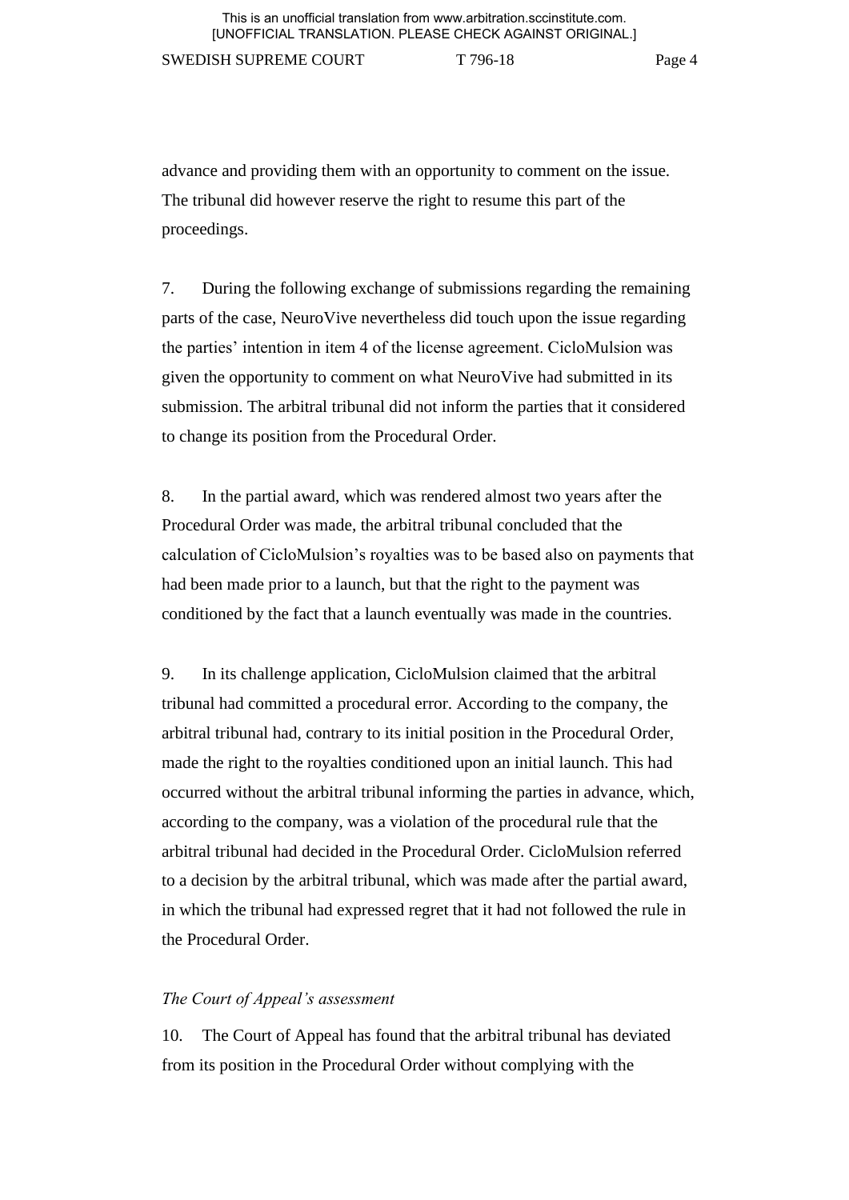advance and providing them with an opportunity to comment on the issue. The tribunal did however reserve the right to resume this part of the proceedings.

7. During the following exchange of submissions regarding the remaining parts of the case, NeuroVive nevertheless did touch upon the issue regarding the parties' intention in item 4 of the license agreement. CicloMulsion was given the opportunity to comment on what NeuroVive had submitted in its submission. The arbitral tribunal did not inform the parties that it considered to change its position from the Procedural Order.

8. In the partial award, which was rendered almost two years after the Procedural Order was made, the arbitral tribunal concluded that the calculation of CicloMulsion's royalties was to be based also on payments that had been made prior to a launch, but that the right to the payment was conditioned by the fact that a launch eventually was made in the countries.

9. In its challenge application, CicloMulsion claimed that the arbitral tribunal had committed a procedural error. According to the company, the arbitral tribunal had, contrary to its initial position in the Procedural Order, made the right to the royalties conditioned upon an initial launch. This had occurred without the arbitral tribunal informing the parties in advance, which, according to the company, was a violation of the procedural rule that the arbitral tribunal had decided in the Procedural Order. CicloMulsion referred to a decision by the arbitral tribunal, which was made after the partial award, in which the tribunal had expressed regret that it had not followed the rule in the Procedural Order.

*The Court of Appeal's assessment*

10. The Court of Appeal has found that the arbitral tribunal has deviated from its position in the Procedural Order without complying with the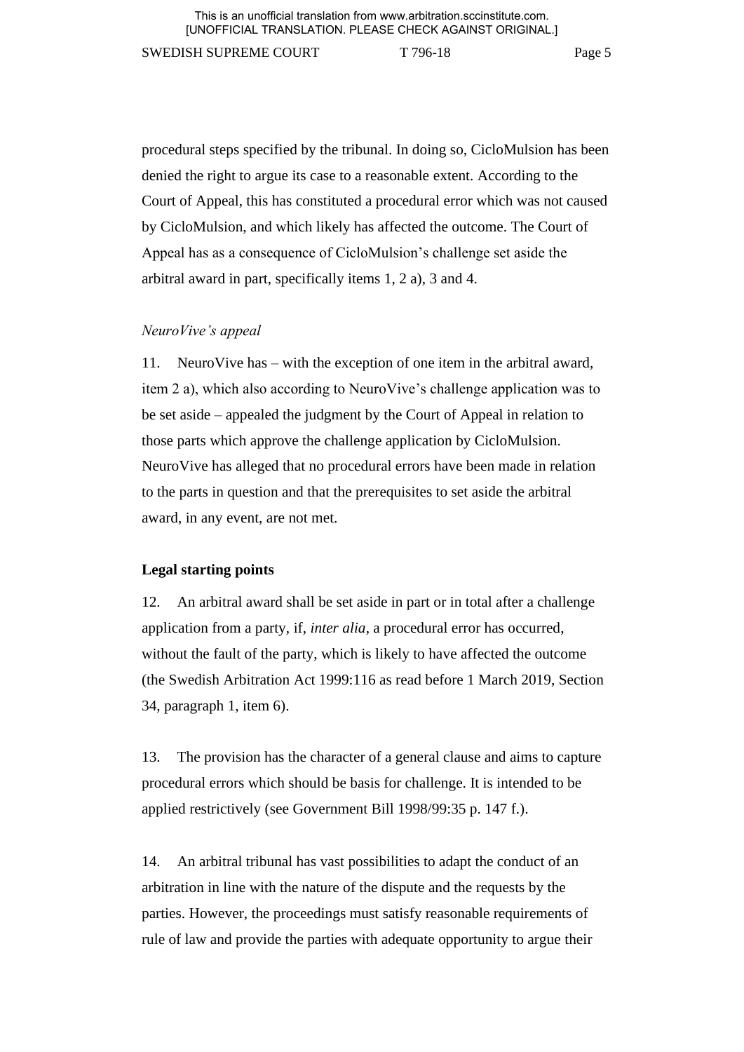procedural steps specified by the tribunal. In doing so, CicloMulsion has been denied the right to argue its case to a reasonable extent. According to the Court of Appeal, this has constituted a procedural error which was not caused by CicloMulsion, and which likely has affected the outcome. The Court of Appeal has as a consequence of CicloMulsion's challenge set aside the arbitral award in part, specifically items 1, 2 a), 3 and 4.

*NeuroVive's appeal*

11. NeuroVive has – with the exception of one item in the arbitral award, item 2 a), which also according to NeuroVive's challenge application was to be set aside – appealed the judgment by the Court of Appeal in relation to those parts which approve the challenge application by CicloMulsion. NeuroVive has alleged that no procedural errors have been made in relation to the parts in question and that the prerequisites to set aside the arbitral award, in any event, are not met.

**Legal starting points**

12. An arbitral award shall be set aside in part or in total after a challenge application from a party, if, *inter alia*, a procedural error has occurred, without the fault of the party, which is likely to have affected the outcome (the Swedish Arbitration Act 1999:116 as read before 1 March 2019, Section 34, paragraph 1, item 6).

13. The provision has the character of a general clause and aims to capture procedural errors which should be basis for challenge. It is intended to be applied restrictively (see Government Bill 1998/99:35 p. 147 f.).

14. An arbitral tribunal has vast possibilities to adapt the conduct of an arbitration in line with the nature of the dispute and the requests by the parties. However, the proceedings must satisfy reasonable requirements of rule of law and provide the parties with adequate opportunity to argue their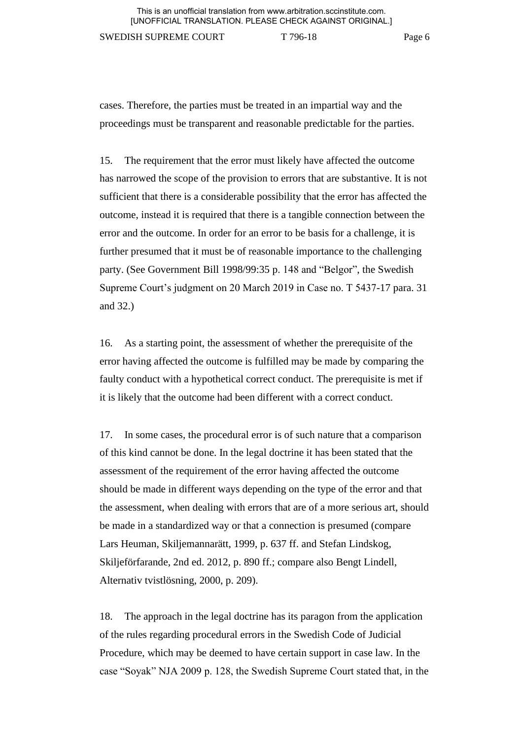cases. Therefore, the parties must be treated in an impartial way and the proceedings must be transparent and reasonable predictable for the parties.

15. The requirement that the error must likely have affected the outcome has narrowed the scope of the provision to errors that are substantive. It is not sufficient that there is a considerable possibility that the error has affected the outcome, instead it is required that there is a tangible connection between the error and the outcome. In order for an error to be basis for a challenge, it is further presumed that it must be of reasonable importance to the challenging party. (See Government Bill 1998/99:35 p. 148 and "Belgor", the Swedish Supreme Court's judgment on 20 March 2019 in Case no. T 5437-17 para. 31 and 32.)

16. As a starting point, the assessment of whether the prerequisite of the error having affected the outcome is fulfilled may be made by comparing the faulty conduct with a hypothetical correct conduct. The prerequisite is met if it is likely that the outcome had been different with a correct conduct.

17. In some cases, the procedural error is of such nature that a comparison of this kind cannot be done. In the legal doctrine it has been stated that the assessment of the requirement of the error having affected the outcome should be made in different ways depending on the type of the error and that the assessment, when dealing with errors that are of a more serious art, should be made in a standardized way or that a connection is presumed (compare Lars Heuman, Skiljemannarätt, 1999, p. 637 ff. and Stefan Lindskog, Skiljeförfarande, 2nd ed. 2012, p. 890 ff.; compare also Bengt Lindell, Alternativ tvistlösning, 2000, p. 209).

18. The approach in the legal doctrine has its paragon from the application of the rules regarding procedural errors in the Swedish Code of Judicial Procedure, which may be deemed to have certain support in case law. In the case "Soyak" NJA 2009 p. 128, the Swedish Supreme Court stated that, in the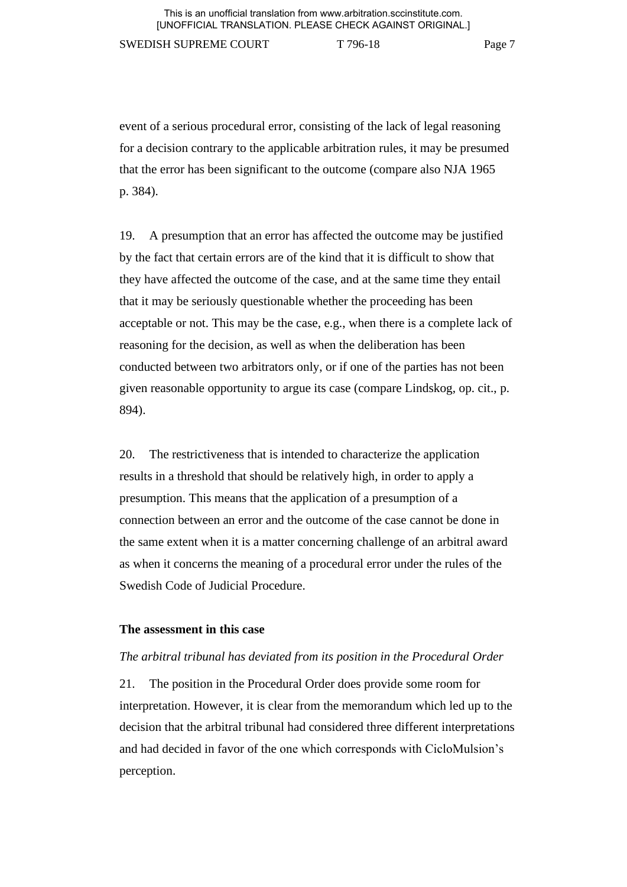event of a serious procedural error, consisting of the lack of legal reasoning for a decision contrary to the applicable arbitration rules, it may be presumed that the error has been significant to the outcome (compare also NJA 1965 p. 384).

19. A presumption that an error has affected the outcome may be justified by the fact that certain errors are of the kind that it is difficult to show that they have affected the outcome of the case, and at the same time they entail that it may be seriously questionable whether the proceeding has been acceptable or not. This may be the case, e.g., when there is a complete lack of reasoning for the decision, as well as when the deliberation has been conducted between two arbitrators only, or if one of the parties has not been given reasonable opportunity to argue its case (compare Lindskog, op. cit., p. 894).

20. The restrictiveness that is intended to characterize the application results in a threshold that should be relatively high, in order to apply a presumption. This means that the application of a presumption of a connection between an error and the outcome of the case cannot be done in the same extent when it is a matter concerning challenge of an arbitral award as when it concerns the meaning of a procedural error under the rules of the Swedish Code of Judicial Procedure.

**The assessment in this case**

*The arbitral tribunal has deviated from its position in the Procedural Order*

21. The position in the Procedural Order does provide some room for interpretation. However, it is clear from the memorandum which led up to the decision that the arbitral tribunal had considered three different interpretations and had decided in favor of the one which corresponds with CicloMulsion's perception.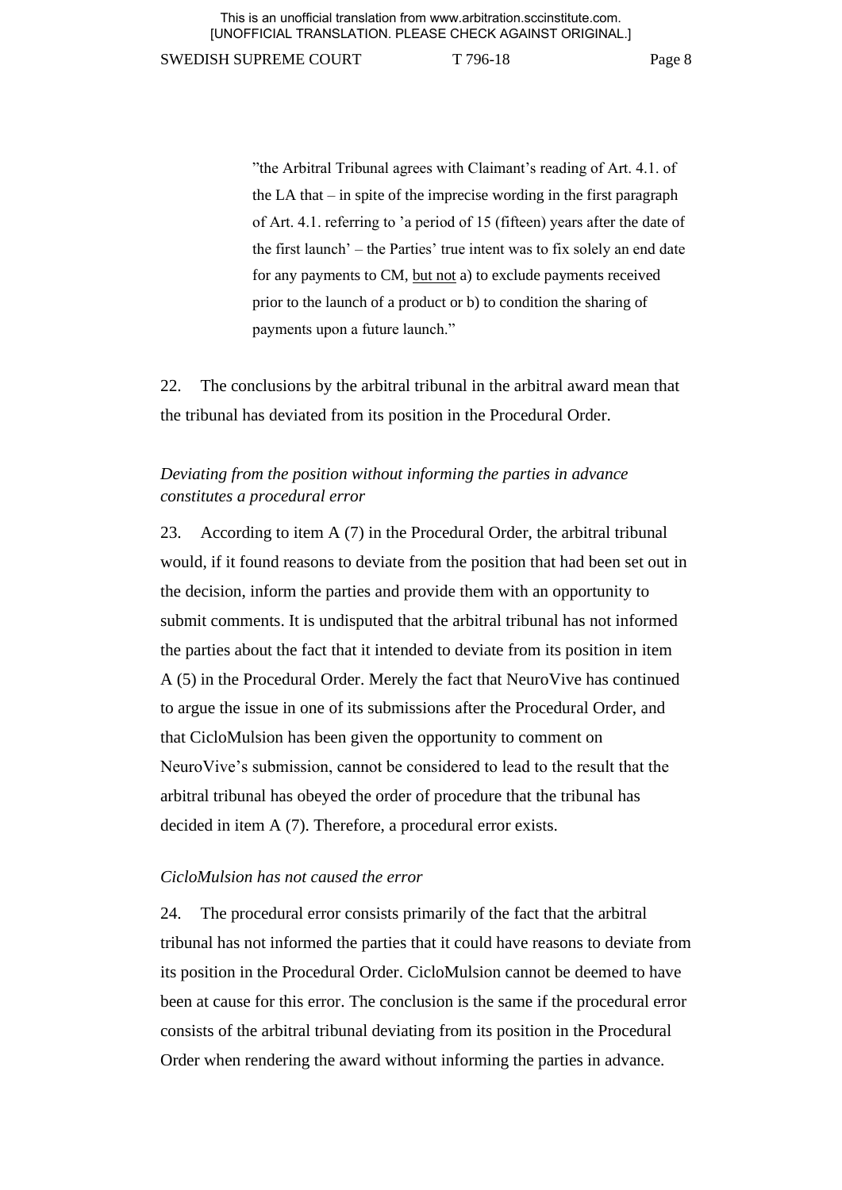> ”the Arbitral Tribunal agrees with Claimant's reading of Art. 4.1. of the LA that – in spite of the imprecise wording in the first paragraph of Art. 4.1. referring to 'a period of 15 (fifteen) years after the date of the first launch' – the Parties' true intent was to fix solely an end date for any payments to CM, <u>but not</u> a) to exclude payments received prior to the launch of a product or b) to condition the sharing of payments upon a future launch."

22. The conclusions by the arbitral tribunal in the arbitral award mean that the tribunal has deviated from its position in the Procedural Order.

*Deviating from the position without informing the parties in advance constitutes a procedural error*

23. According to item A (7) in the Procedural Order, the arbitral tribunal would, if it found reasons to deviate from the position that had been set out in the decision, inform the parties and provide them with an opportunity to submit comments. It is undisputed that the arbitral tribunal has not informed the parties about the fact that it intended to deviate from its position in item A (5) in the Procedural Order. Merely the fact that NeuroVive has continued to argue the issue in one of its submissions after the Procedural Order, and that CicloMulsion has been given the opportunity to comment on NeuroVive's submission, cannot be considered to lead to the result that the arbitral tribunal has obeyed the order of procedure that the tribunal has decided in item A (7). Therefore, a procedural error exists.

*CicloMulsion has not caused the error*

24. The procedural error consists primarily of the fact that the arbitral tribunal has not informed the parties that it could have reasons to deviate from its position in the Procedural Order. CicloMulsion cannot be deemed to have been at cause for this error. The conclusion is the same if the procedural error consists of the arbitral tribunal deviating from its position in the Procedural Order when rendering the award without informing the parties in advance.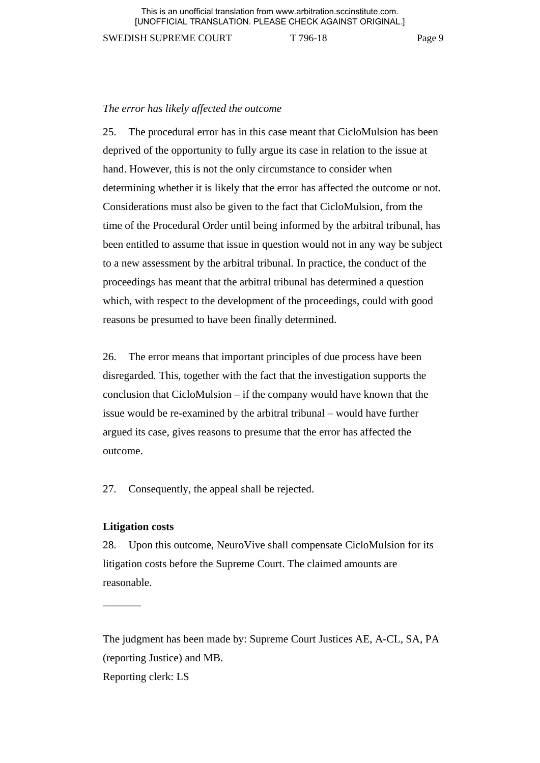*The error has likely affected the outcome*

25. The procedural error has in this case meant that CicloMulsion has been deprived of the opportunity to fully argue its case in relation to the issue at hand. However, this is not the only circumstance to consider when determining whether it is likely that the error has affected the outcome or not. Considerations must also be given to the fact that CicloMulsion, from the time of the Procedural Order until being informed by the arbitral tribunal, has been entitled to assume that issue in question would not in any way be subject to a new assessment by the arbitral tribunal. In practice, the conduct of the proceedings has meant that the arbitral tribunal has determined a question which, with respect to the development of the proceedings, could with good reasons be presumed to have been finally determined.

26. The error means that important principles of due process have been disregarded. This, together with the fact that the investigation supports the conclusion that CicloMulsion – if the company would have known that the issue would be re-examined by the arbitral tribunal – would have further argued its case, gives reasons to presume that the error has affected the outcome.

27. Consequently, the appeal shall be rejected.

**Litigation costs**

28. Upon this outcome, NeuroVive shall compensate CicloMulsion for its litigation costs before the Supreme Court. The claimed amounts are reasonable.

_______

The judgment has been made by: Supreme Court Justices AE, A-CL, SA, PA (reporting Justice) and MB.

Reporting clerk: LS